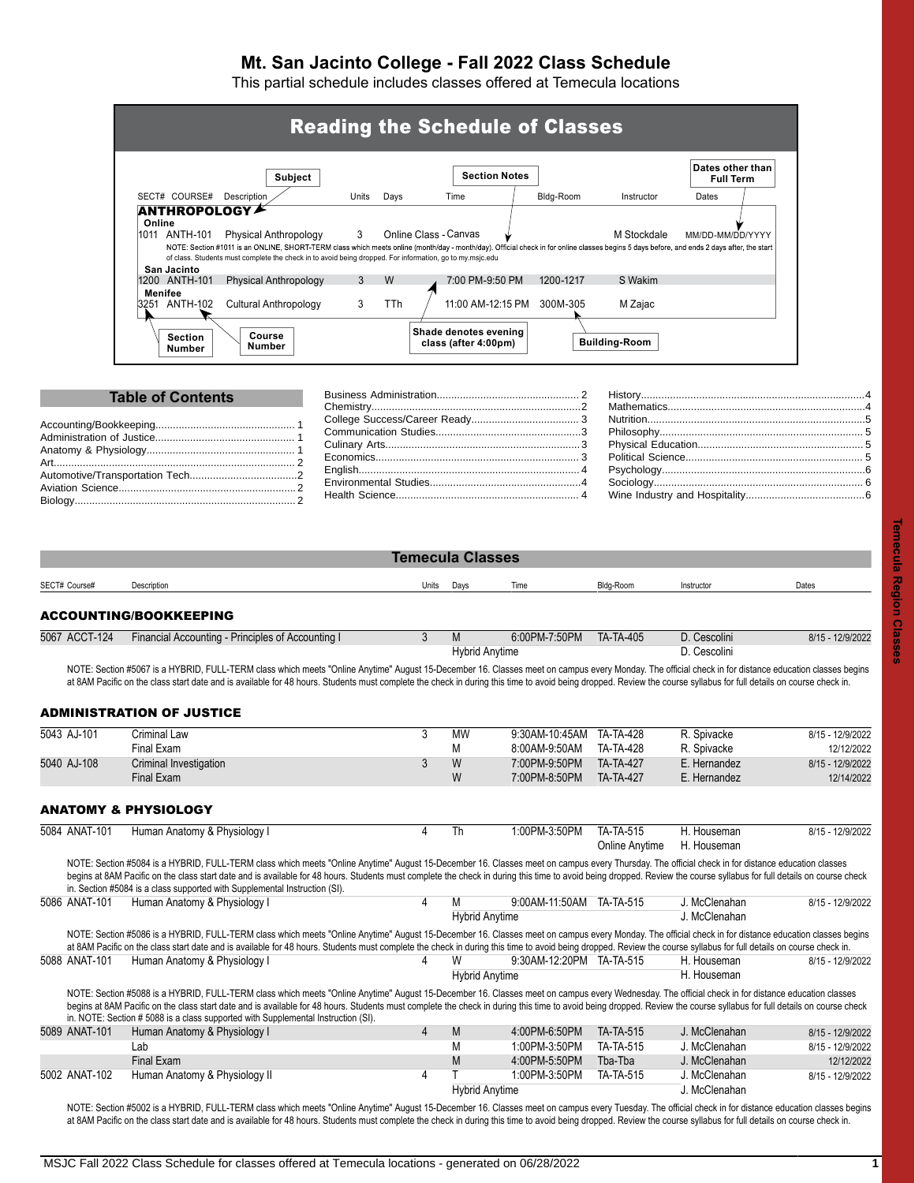# Mt. San Jacinto College - Fall 2022 Class Schedule

This partial schedule includes classes offered at Temecula locations

## Reading the Schedule of Classes

| SECT# | COURSE# | Description | Units | Days | Time | Bldg-Room | Instructor | Dates |
|---|---|---|---|---|---|---|---|---|
| **ANTHROPOLOGY** | | | | | | | | |
| **Online** | | | | | | | | |
| 1011 | ANTH-101 | Physical Anthropology | 3 | Online Class - Canvas | | | M Stockdale | MM/DD-MM/DD/YYYY |
| | | NOTE: Section #1011 is an ONLINE, SHORT-TERM class which meets online (month/day - month/day). Official check in for online classes begins 5 days before, and ends 2 days after, the start of class. Students must complete the check in to avoid being dropped. For information, go to my.msjc.edu | | | | | | |
| **San Jacinto** | | | | | | | | |
| 1200 | ANTH-101 | Physical Anthropology | 3 | W | 7:00 PM-9:50 PM | 1200-1217 | S Wakim | |
| **Menifee** | | | | | | | | |
| 3251 | ANTH-102 | Cultural Anthropology | 3 | TTh | 11:00 AM-12:15 PM | 300M-305 | M Zajac | |

Labels: Subject; Section Notes; Dates other than Full Term; Section Number; Course Number; Shade denotes evening class (after 4:00pm); Building-Room

## Table of Contents

- Accounting/Bookkeeping................................................ 1
- Administration of Justice................................................ 1
- Anatomy & Physiology.................................................. 1
- Art................................................................................ 2
- Automotive/Transportation Tech.....................................2
- Aviation Science............................................................ 2
- Biology........................................................................... 2
- Business Administration................................................ 2
- Chemistry.......................................................................2
- College Success/Career Ready..................................... 3
- Communication Studies.................................................3
- Culinary Arts..................................................................3
- Economics..................................................................... 3
- English........................................................................... 4
- Environmental Studies...................................................4
- Health Science............................................................... 4
- History............................................................................4
- Mathematics...................................................................4
- Nutrition..........................................................................5
- Philosophy..................................................................... 5
- Physical Education........................................................ 5
- Political Science............................................................. 5
- Psychology.....................................................................6
- Sociology........................................................................ 6
- Wine Industry and Hospitality.........................................6

## Temecula Classes

### ACCOUNTING/BOOKKEEPING

| SECT# Course# | Description | Units | Days | Time | Bldg-Room | Instructor | Dates |
|---|---|---|---|---|---|---|---|
| 5067 ACCT-124 | Financial Accounting - Principles of Accounting I | 3 | M | 6:00PM-7:50PM | TA-TA-405 | D. Cescolini | 8/15 - 12/9/2022 |
| | | | Hybrid Anytime | | | D. Cescolini | |

NOTE: Section #5067 is a HYBRID, FULL-TERM class which meets "Online Anytime" August 15-December 16. Classes meet on campus every Monday. The official check in for distance education classes begins at 8AM Pacific on the class start date and is available for 48 hours. Students must complete the check in during this time to avoid being dropped. Review the course syllabus for full details on course check in.

### ADMINISTRATION OF JUSTICE

| SECT# Course# | Description | Units | Days | Time | Bldg-Room | Instructor | Dates |
|---|---|---|---|---|---|---|---|
| 5043 AJ-101 | Criminal Law | 3 | MW | 9:30AM-10:45AM | TA-TA-428 | R. Spivacke | 8/15 - 12/9/2022 |
| | Final Exam | | M | 8:00AM-9:50AM | TA-TA-428 | R. Spivacke | 12/12/2022 |
| 5040 AJ-108 | Criminal Investigation | 3 | W | 7:00PM-9:50PM | TA-TA-427 | E. Hernandez | 8/15 - 12/9/2022 |
| | Final Exam | | W | 7:00PM-8:50PM | TA-TA-427 | E. Hernandez | 12/14/2022 |

### ANATOMY & PHYSIOLOGY

| SECT# Course# | Description | Units | Days | Time | Bldg-Room | Instructor | Dates |
|---|---|---|---|---|---|---|---|
| 5084 ANAT-101 | Human Anatomy & Physiology I | 4 | Th | 1:00PM-3:50PM | TA-TA-515 | H. Houseman | 8/15 - 12/9/2022 |
| | | | | | Online Anytime | H. Houseman | |

NOTE: Section #5084 is a HYBRID, FULL-TERM class which meets "Online Anytime" August 15-December 16. Classes meet on campus every Thursday. The official check in for distance education classes begins at 8AM Pacific on the class start date and is available for 48 hours. Students must complete the check in during this time to avoid being dropped. Review the course syllabus for full details on course check in. Section #5084 is a class supported with Supplemental Instruction (SI).

| SECT# Course# | Description | Units | Days | Time | Bldg-Room | Instructor | Dates |
|---|---|---|---|---|---|---|---|
| 5086 ANAT-101 | Human Anatomy & Physiology I | 4 | M | 9:00AM-11:50AM | TA-TA-515 | J. McClenahan | 8/15 - 12/9/2022 |
| | | | Hybrid Anytime | | | J. McClenahan | |

NOTE: Section #5086 is a HYBRID, FULL-TERM class which meets "Online Anytime" August 15-December 16. Classes meet on campus every Monday. The official check in for distance education classes begins at 8AM Pacific on the class start date and is available for 48 hours. Students must complete the check in during this time to avoid being dropped. Review the course syllabus for full details on course check in.

| SECT# Course# | Description | Units | Days | Time | Bldg-Room | Instructor | Dates |
|---|---|---|---|---|---|---|---|
| 5088 ANAT-101 | Human Anatomy & Physiology I | 4 | W | 9:30AM-12:20PM | TA-TA-515 | H. Houseman | 8/15 - 12/9/2022 |
| | | | Hybrid Anytime | | | H. Houseman | |

NOTE: Section #5088 is a HYBRID, FULL-TERM class which meets "Online Anytime" August 15-December 16. Classes meet on campus every Wednesday. The official check in for distance education classes begins at 8AM Pacific on the class start date and is available for 48 hours. Students must complete the check in during this time to avoid being dropped. Review the course syllabus for full details on course check in. NOTE: Section # 5088 is a class supported with Supplemental Instruction (SI).

| SECT# Course# | Description | Units | Days | Time | Bldg-Room | Instructor | Dates |
|---|---|---|---|---|---|---|---|
| 5089 ANAT-101 | Human Anatomy & Physiology I | 4 | M | 4:00PM-6:50PM | TA-TA-515 | J. McClenahan | 8/15 - 12/9/2022 |
| | Lab | | M | 1:00PM-3:50PM | TA-TA-515 | J. McClenahan | 8/15 - 12/9/2022 |
| | Final Exam | | M | 4:00PM-5:50PM | Tba-Tba | J. McClenahan | 12/12/2022 |
| 5002 ANAT-102 | Human Anatomy & Physiology II | 4 | T | 1:00PM-3:50PM | TA-TA-515 | J. McClenahan | 8/15 - 12/9/2022 |
| | | | Hybrid Anytime | | | J. McClenahan | |

NOTE: Section #5002 is a HYBRID, FULL-TERM class which meets "Online Anytime" August 15-December 16. Classes meet on campus every Tuesday. The official check in for distance education classes begins at 8AM Pacific on the class start date and is available for 48 hours. Students must complete the check in during this time to avoid being dropped. Review the course syllabus for full details on course check in.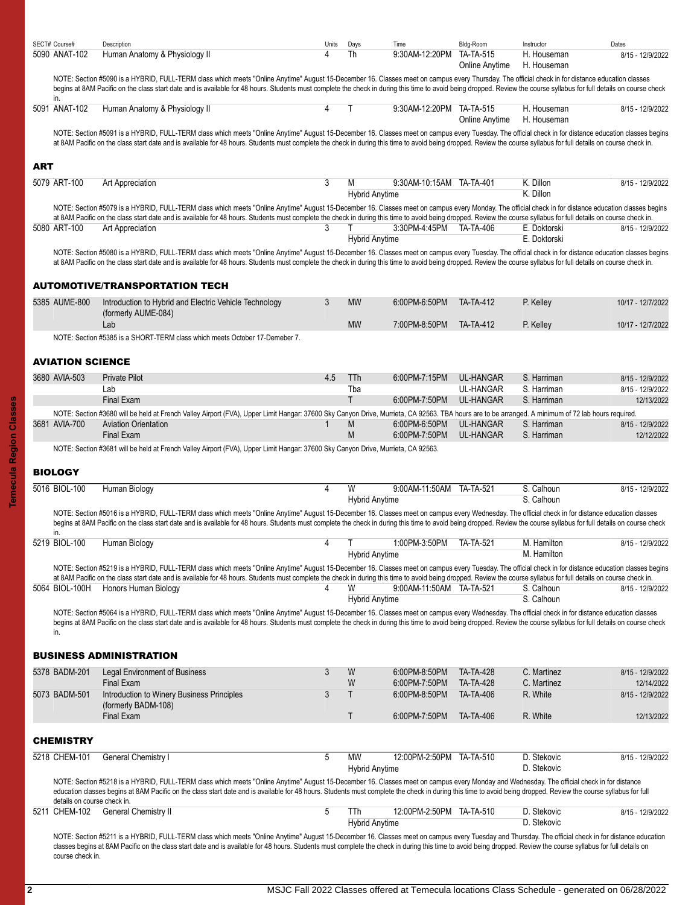| SECT# | Course# | Description | Units | Days | Time | Bldg-Room | Instructor | Dates |
|---|---|---|---|---|---|---|---|---|
| 5090 | ANAT-102 | Human Anatomy & Physiology II | 4 | Th | 9:30AM-12:20PM | TA-TA-515 | H. Houseman | 8/15 - 12/9/2022 |
| | | | | | | Online Anytime | H. Houseman | |

NOTE: Section #5090 is a HYBRID, FULL-TERM class which meets "Online Anytime" August 15-December 16. Classes meet on campus every Thursday. The official check in for distance education classes begins at 8AM Pacific on the class start date and is available for 48 hours. Students must complete the check in during this time to avoid being dropped. Review the course syllabus for full details on course check in.

| SECT# | Course# | Description | Units | Days | Time | Bldg-Room | Instructor | Dates |
|---|---|---|---|---|---|---|---|---|
| 5091 | ANAT-102 | Human Anatomy & Physiology II | 4 | T | 9:30AM-12:20PM | TA-TA-515 | H. Houseman | 8/15 - 12/9/2022 |
| | | | | | | Online Anytime | H. Houseman | |

NOTE: Section #5091 is a HYBRID, FULL-TERM class which meets "Online Anytime" August 15-December 16. Classes meet on campus every Tuesday. The official check in for distance education classes begins at 8AM Pacific on the class start date and is available for 48 hours. Students must complete the check in during this time to avoid being dropped. Review the course syllabus for full details on course check in.

## ART

| SECT# | Course# | Description | Units | Days | Time | Bldg-Room | Instructor | Dates |
|---|---|---|---|---|---|---|---|---|
| 5079 | ART-100 | Art Appreciation | 3 | M | 9:30AM-10:15AM | TA-TA-401 | K. Dillon | 8/15 - 12/9/2022 |
| | | | | Hybrid Anytime | | | K. Dillon | |

NOTE: Section #5079 is a HYBRID, FULL-TERM class which meets "Online Anytime" August 15-December 16. Classes meet on campus every Monday. The official check in for distance education classes begins at 8AM Pacific on the class start date and is available for 48 hours. Students must complete the check in during this time to avoid being dropped. Review the course syllabus for full details on course check in.

| SECT# | Course# | Description | Units | Days | Time | Bldg-Room | Instructor | Dates |
|---|---|---|---|---|---|---|---|---|
| 5080 | ART-100 | Art Appreciation | 3 | T | 3:30PM-4:45PM | TA-TA-406 | E. Doktorski | 8/15 - 12/9/2022 |
| | | | | Hybrid Anytime | | | E. Doktorski | |

NOTE: Section #5080 is a HYBRID, FULL-TERM class which meets "Online Anytime" August 15-December 16. Classes meet on campus every Tuesday. The official check in for distance education classes begins at 8AM Pacific on the class start date and is available for 48 hours. Students must complete the check in during this time to avoid being dropped. Review the course syllabus for full details on course check in.

## AUTOMOTIVE/TRANSPORTATION TECH

| SECT# | Course# | Description | Units | Days | Time | Bldg-Room | Instructor | Dates |
|---|---|---|---|---|---|---|---|---|
| 5385 | AUME-800 | Introduction to Hybrid and Electric Vehicle Technology (formerly AUME-084) | 3 | MW | 6:00PM-6:50PM | TA-TA-412 | P. Kelley | 10/17 - 12/7/2022 |
| | | Lab | | MW | 7:00PM-8:50PM | TA-TA-412 | P. Kelley | 10/17 - 12/7/2022 |

NOTE: Section #5385 is a SHORT-TERM class which meets October 17-Demeber 7.

## AVIATION SCIENCE

| SECT# | Course# | Description | Units | Days | Time | Bldg-Room | Instructor | Dates |
|---|---|---|---|---|---|---|---|---|
| 3680 | AVIA-503 | Private Pilot | 4.5 | TTh | 6:00PM-7:15PM | UL-HANGAR | S. Harriman | 8/15 - 12/9/2022 |
| | | Lab | | Tba | | UL-HANGAR | S. Harriman | 8/15 - 12/9/2022 |
| | | Final Exam | | T | 6:00PM-7:50PM | UL-HANGAR | S. Harriman | 12/13/2022 |

NOTE: Section #3680 will be held at French Valley Airport (FVA), Upper Limit Hangar: 37600 Sky Canyon Drive, Murrieta, CA 92563. TBA hours are to be arranged. A minimum of 72 lab hours required.

| SECT# | Course# | Description | Units | Days | Time | Bldg-Room | Instructor | Dates |
|---|---|---|---|---|---|---|---|---|
| 3681 | AVIA-700 | Aviation Orientation | 1 | M | 6:00PM-6:50PM | UL-HANGAR | S. Harriman | 8/15 - 12/9/2022 |
| | | Final Exam | | M | 6:00PM-7:50PM | UL-HANGAR | S. Harriman | 12/12/2022 |

NOTE: Section #3681 will be held at French Valley Airport (FVA), Upper Limit Hangar: 37600 Sky Canyon Drive, Murrieta, CA 92563.

## BIOLOGY

| SECT# | Course# | Description | Units | Days | Time | Bldg-Room | Instructor | Dates |
|---|---|---|---|---|---|---|---|---|
| 5016 | BIOL-100 | Human Biology | 4 | W | 9:00AM-11:50AM | TA-TA-521 | S. Calhoun | 8/15 - 12/9/2022 |
| | | | | Hybrid Anytime | | | S. Calhoun | |

NOTE: Section #5016 is a HYBRID, FULL-TERM class which meets "Online Anytime" August 15-December 16. Classes meet on campus every Wednesday. The official check in for distance education classes begins at 8AM Pacific on the class start date and is available for 48 hours. Students must complete the check in during this time to avoid being dropped. Review the course syllabus for full details on course check in.

| SECT# | Course# | Description | Units | Days | Time | Bldg-Room | Instructor | Dates |
|---|---|---|---|---|---|---|---|---|
| 5219 | BIOL-100 | Human Biology | 4 | T | 1:00PM-3:50PM | TA-TA-521 | M. Hamilton | 8/15 - 12/9/2022 |
| | | | | Hybrid Anytime | | | M. Hamilton | |

NOTE: Section #5219 is a HYBRID, FULL-TERM class which meets "Online Anytime" August 15-December 16. Classes meet on campus every Tuesday. The official check in for distance education classes begins at 8AM Pacific on the class start date and is available for 48 hours. Students must complete the check in during this time to avoid being dropped. Review the course syllabus for full details on course check in.

| SECT# | Course# | Description | Units | Days | Time | Bldg-Room | Instructor | Dates |
|---|---|---|---|---|---|---|---|---|
| 5064 | BIOL-100H | Honors Human Biology | 4 | W | 9:00AM-11:50AM | TA-TA-521 | S. Calhoun | 8/15 - 12/9/2022 |
| | | | | Hybrid Anytime | | | S. Calhoun | |

NOTE: Section #5064 is a HYBRID, FULL-TERM class which meets "Online Anytime" August 15-December 16. Classes meet on campus every Wednesday. The official check in for distance education classes begins at 8AM Pacific on the class start date and is available for 48 hours. Students must complete the check in during this time to avoid being dropped. Review the course syllabus for full details on course check in.

## BUSINESS ADMINISTRATION

| SECT# | Course# | Description | Units | Days | Time | Bldg-Room | Instructor | Dates |
|---|---|---|---|---|---|---|---|---|
| 5378 | BADM-201 | Legal Environment of Business | 3 | W | 6:00PM-8:50PM | TA-TA-428 | C. Martinez | 8/15 - 12/9/2022 |
| | | Final Exam | | W | 6:00PM-7:50PM | TA-TA-428 | C. Martinez | 12/14/2022 |
| 5073 | BADM-501 | Introduction to Winery Business Principles (formerly BADM-108) | 3 | T | 6:00PM-8:50PM | TA-TA-406 | R. White | 8/15 - 12/9/2022 |
| | | Final Exam | | T | 6:00PM-7:50PM | TA-TA-406 | R. White | 12/13/2022 |

## CHEMISTRY

| SECT# | Course# | Description | Units | Days | Time | Bldg-Room | Instructor | Dates |
|---|---|---|---|---|---|---|---|---|
| 5218 | CHEM-101 | General Chemistry I | 5 | MW | 12:00PM-2:50PM | TA-TA-510 | D. Stekovic | 8/15 - 12/9/2022 |
| | | | | Hybrid Anytime | | | D. Stekovic | |

NOTE: Section #5218 is a HYBRID, FULL-TERM class which meets "Online Anytime" August 15-December 16. Classes meet on campus every Monday and Wednesday. The official check in for distance education classes begins at 8AM Pacific on the class start date and is available for 48 hours. Students must complete the check in during this time to avoid being dropped. Review the course syllabus for full details on course check in.

| SECT# | Course# | Description | Units | Days | Time | Bldg-Room | Instructor | Dates |
|---|---|---|---|---|---|---|---|---|
| 5211 | CHEM-102 | General Chemistry II | 5 | TTh | 12:00PM-2:50PM | TA-TA-510 | D. Stekovic | 8/15 - 12/9/2022 |
| | | | | Hybrid Anytime | | | D. Stekovic | |

NOTE: Section #5211 is a HYBRID, FULL-TERM class which meets "Online Anytime" August 15-December 16. Classes meet on campus every Tuesday and Thursday. The official check in for distance education classes begins at 8AM Pacific on the class start date and is available for 48 hours. Students must complete the check in during this time to avoid being dropped. Review the course syllabus for full details on course check in.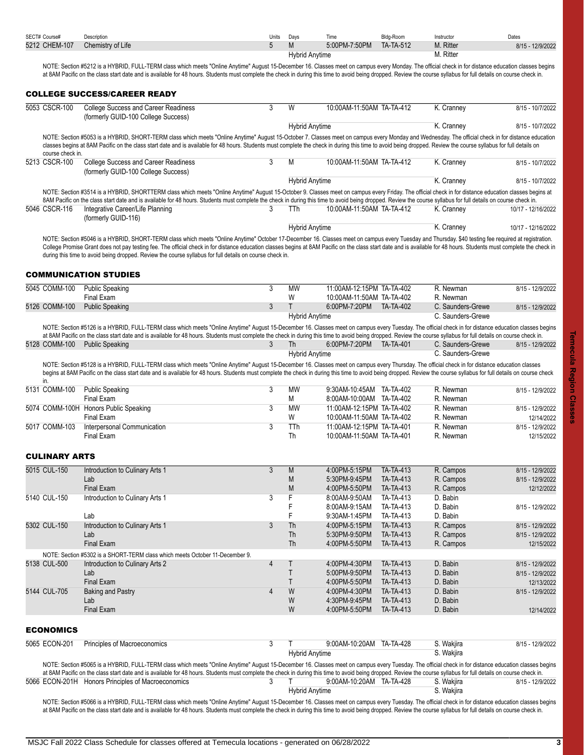| SECT# | Course# | Description | Units | Days | Time | Bldg-Room | Instructor | Dates |
|---|---|---|---|---|---|---|---|---|
| 5212 | CHEM-107 | Chemistry of Life | 5 | M | 5:00PM-7:50PM | TA-TA-512 | M. Ritter | 8/15 - 12/9/2022 |
| | | | | Hybrid Anytime | | | M. Ritter | |

NOTE: Section #5212 is a HYBRID, FULL-TERM class which meets "Online Anytime" August 15-December 16. Classes meet on campus every Monday. The official check in for distance education classes begins at 8AM Pacific on the class start date and is available for 48 hours. Students must complete the check in during this time to avoid being dropped. Review the course syllabus for full details on course check in.

## COLLEGE SUCCESS/CAREER READY

| SECT# | Course# | Description | Units | Days | Time | Bldg-Room | Instructor | Dates |
|---|---|---|---|---|---|---|---|---|
| 5053 | CSCR-100 | College Success and Career Readiness (formerly GUID-100 College Success) | 3 | W | 10:00AM-11:50AM | TA-TA-412 | K. Cranney | 8/15 - 10/7/2022 |
| | | | | Hybrid Anytime | | | K. Cranney | 8/15 - 10/7/2022 |

NOTE: Section #5053 is a HYBRID, SHORT-TERM class which meets "Online Anytime" August 15-October 7. Classes meet on campus every Monday and Wednesday. The official check in for distance education classes begins at 8AM Pacific on the class start date and is available for 48 hours. Students must complete the check in during this time to avoid being dropped. Review the course syllabus for full details on course check in.

| SECT# | Course# | Description | Units | Days | Time | Bldg-Room | Instructor | Dates |
|---|---|---|---|---|---|---|---|---|
| 5213 | CSCR-100 | College Success and Career Readiness (formerly GUID-100 College Success) | 3 | M | 10:00AM-11:50AM | TA-TA-412 | K. Cranney | 8/15 - 10/7/2022 |
| | | | | Hybrid Anytime | | | K. Cranney | 8/15 - 10/7/2022 |

NOTE: Section #3514 is a HYBRID, SHORTTERM class which meets "Online Anytime" August 15-October 9. Classes meet on campus every Friday. The official check in for distance education classes begins at 8AM Pacific on the class start date and is available for 48 hours. Students must complete the check in during this time to avoid being dropped. Review the course syllabus for full details on course check in.

| SECT# | Course# | Description | Units | Days | Time | Bldg-Room | Instructor | Dates |
|---|---|---|---|---|---|---|---|---|
| 5046 | CSCR-116 | Integrative Career/Life Planning (formerly GUID-116) | 3 | TTh | 10:00AM-11:50AM | TA-TA-412 | K. Cranney | 10/17 - 12/16/2022 |
| | | | | Hybrid Anytime | | | K. Cranney | 10/17 - 12/16/2022 |

NOTE: Section #5046 is a HYBRID, SHORT-TERM class which meets "Online Anytime" October 17-December 16. Classes meet on campus every Tuesday and Thursday. $40 testing fee required at registration. College Promise Grant does not pay testing fee. The official check in for distance education classes begins at 8AM Pacific on the class start date and is available for 48 hours. Students must complete the check in during this time to avoid being dropped. Review the course syllabus for full details on course check in.

## COMMUNICATION STUDIES

| SECT# | Course# | Description | Units | Days | Time | Bldg-Room | Instructor | Dates |
|---|---|---|---|---|---|---|---|---|
| 5045 | COMM-100 | Public Speaking | 3 | MW | 11:00AM-12:15PM | TA-TA-402 | R. Newman | 8/15 - 12/9/2022 |
| | | Final Exam | | W | 10:00AM-11:50AM | TA-TA-402 | R. Newman | |
| 5126 | COMM-100 | Public Speaking | 3 | T | 6:00PM-7:20PM | TA-TA-402 | C. Saunders-Grewe | 8/15 - 12/9/2022 |
| | | | | Hybrid Anytime | | | C. Saunders-Grewe | |

NOTE: Section #5126 is a HYBRID, FULL-TERM class which meets "Online Anytime" August 15-December 16. Classes meet on campus every Tuesday. The official check in for distance education classes begins at 8AM Pacific on the class start date and is available for 48 hours. Students must complete the check in during this time to avoid being dropped. Review the course syllabus for full details on course check in.

| SECT# | Course# | Description | Units | Days | Time | Bldg-Room | Instructor | Dates |
|---|---|---|---|---|---|---|---|---|
| 5128 | COMM-100 | Public Speaking | 3 | Th | 6:00PM-7:20PM | TA-TA-401 | C. Saunders-Grewe | 8/15 - 12/9/2022 |
| | | | | Hybrid Anytime | | | C. Saunders-Grewe | |

NOTE: Section #5128 is a HYBRID, FULL-TERM class which meets "Online Anytime" August 15-December 16. Classes meet on campus every Thursday. The official check in for distance education classes begins at 8AM Pacific on the class start date and is available for 48 hours. Students must complete the check in during this time to avoid being dropped. Review the course syllabus for full details on course check in.

| SECT# | Course# | Description | Units | Days | Time | Bldg-Room | Instructor | Dates |
|---|---|---|---|---|---|---|---|---|
| 5131 | COMM-100 | Public Speaking | 3 | MW | 9:30AM-10:45AM | TA-TA-402 | R. Newman | 8/15 - 12/9/2022 |
| | | Final Exam | | M | 8:00AM-10:00AM | TA-TA-402 | R. Newman | |
| 5074 | COMM-100H | Honors Public Speaking | 3 | MW | 11:00AM-12:15PM | TA-TA-402 | R. Newman | 8/15 - 12/9/2022 |
| | | Final Exam | | W | 10:00AM-11:50AM | TA-TA-402 | R. Newman | 12/14/2022 |
| 5017 | COMM-103 | Interpersonal Communication | 3 | TTh | 11:00AM-12:15PM | TA-TA-401 | R. Newman | 8/15 - 12/9/2022 |
| | | Final Exam | | Th | 10:00AM-11:50AM | TA-TA-401 | R. Newman | 12/15/2022 |

## CULINARY ARTS

| SECT# | Course# | Description | Units | Days | Time | Bldg-Room | Instructor | Dates |
|---|---|---|---|---|---|---|---|---|
| 5015 | CUL-150 | Introduction to Culinary Arts 1 | 3 | M | 4:00PM-5:15PM | TA-TA-413 | R. Campos | 8/15 - 12/9/2022 |
| | | Lab | | M | 5:30PM-9:45PM | TA-TA-413 | R. Campos | 8/15 - 12/9/2022 |
| | | Final Exam | | M | 4:00PM-5:50PM | TA-TA-413 | R. Campos | 12/12/2022 |
| 5140 | CUL-150 | Introduction to Culinary Arts 1 | 3 | F | 8:00AM-9:50AM | TA-TA-413 | D. Babin | |
| | | | | F | 8:00AM-9:15AM | TA-TA-413 | D. Babin | 8/15 - 12/9/2022 |
| | | Lab | | F | 9:30AM-1:45PM | TA-TA-413 | D. Babin | |
| 5302 | CUL-150 | Introduction to Culinary Arts 1 | 3 | Th | 4:00PM-5:15PM | TA-TA-413 | R. Campos | 8/15 - 12/9/2022 |
| | | Lab | | Th | 5:30PM-9:50PM | TA-TA-413 | R. Campos | 8/15 - 12/9/2022 |
| | | Final Exam | | Th | 4:00PM-5:50PM | TA-TA-413 | R. Campos | 12/15/2022 |

NOTE: Section #5302 is a SHORT-TERM class which meets October 11-December 9.

| SECT# | Course# | Description | Units | Days | Time | Bldg-Room | Instructor | Dates |
|---|---|---|---|---|---|---|---|---|
| 5138 | CUL-500 | Introduction to Culinary Arts 2 | 4 | T | 4:00PM-4:30PM | TA-TA-413 | D. Babin | 8/15 - 12/9/2022 |
| | | Lab | | T | 5:00PM-9:50PM | TA-TA-413 | D. Babin | 8/15 - 12/9/2022 |
| | | Final Exam | | T | 4:00PM-5:50PM | TA-TA-413 | D. Babin | 12/13/2022 |
| 5144 | CUL-705 | Baking and Pastry | 4 | W | 4:00PM-4:30PM | TA-TA-413 | D. Babin | 8/15 - 12/9/2022 |
| | | Lab | | W | 4:30PM-9:45PM | TA-TA-413 | D. Babin | |
| | | Final Exam | | W | 4:00PM-5:50PM | TA-TA-413 | D. Babin | 12/14/2022 |

## ECONOMICS

| SECT# | Course# | Description | Units | Days | Time | Bldg-Room | Instructor | Dates |
|---|---|---|---|---|---|---|---|---|
| 5065 | ECON-201 | Principles of Macroeconomics | 3 | T | 9:00AM-10:20AM | TA-TA-428 | S. Wakjira | 8/15 - 12/9/2022 |
| | | | | Hybrid Anytime | | | S. Wakjira | |

NOTE: Section #5065 is a HYBRID, FULL-TERM class which meets "Online Anytime" August 15-December 16. Classes meet on campus every Tuesday. The official check in for distance education classes begins at 8AM Pacific on the class start date and is available for 48 hours. Students must complete the check in during this time to avoid being dropped. Review the course syllabus for full details on course check in.

| SECT# | Course# | Description | Units | Days | Time | Bldg-Room | Instructor | Dates |
|---|---|---|---|---|---|---|---|---|
| 5066 | ECON-201H | Honors Principles of Macroeconomics | 3 | T | 9:00AM-10:20AM | TA-TA-428 | S. Wakjira | 8/15 - 12/9/2022 |
| | | | | Hybrid Anytime | | | S. Wakjira | |

NOTE: Section #5066 is a HYBRID, FULL-TERM class which meets "Online Anytime" August 15-December 16. Classes meet on campus every Tuesday. The official check in for distance education classes begins at 8AM Pacific on the class start date and is available for 48 hours. Students must complete the check in during this time to avoid being dropped. Review the course syllabus for full details on course check in.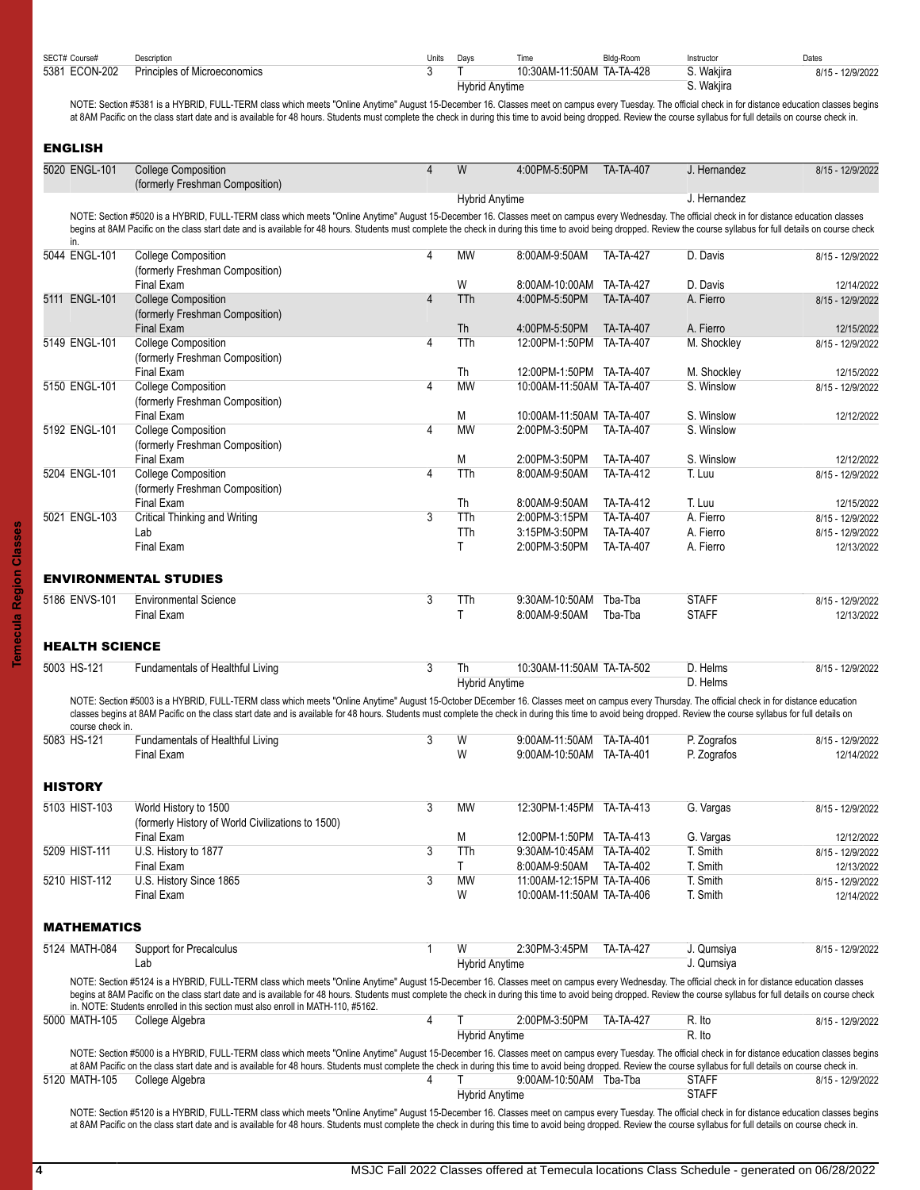| SECT# Course# | Description | Units | Days | Time | Bldg-Room | Instructor | Dates |
|---|---|---|---|---|---|---|---|
| 5381 ECON-202 | Principles of Microeconomics | 3 | T | 10:30AM-11:50AM | TA-TA-428 | S. Wakjira | 8/15 - 12/9/2022 |
| | | | Hybrid Anytime | | | S. Wakjira | |

NOTE: Section #5381 is a HYBRID, FULL-TERM class which meets "Online Anytime" August 15-December 16. Classes meet on campus every Tuesday. The official check in for distance education classes begins at 8AM Pacific on the class start date and is available for 48 hours. Students must complete the check in during this time to avoid being dropped. Review the course syllabus for full details on course check in.

## ENGLISH

| SECT# Course# | Description | Units | Days | Time | Bldg-Room | Instructor | Dates |
|---|---|---|---|---|---|---|---|
| 5020 ENGL-101 | College Composition (formerly Freshman Composition) | 4 | W | 4:00PM-5:50PM | TA-TA-407 | J. Hernandez | 8/15 - 12/9/2022 |
| | | | Hybrid Anytime | | | J. Hernandez | |

NOTE: Section #5020 is a HYBRID, FULL-TERM class which meets "Online Anytime" August 15-December 16. Classes meet on campus every Wednesday. The official check in for distance education classes begins at 8AM Pacific on the class start date and is available for 48 hours. Students must complete the check in during this time to avoid being dropped. Review the course syllabus for full details on course check in.

| SECT# Course# | Description | Units | Days | Time | Bldg-Room | Instructor | Dates |
|---|---|---|---|---|---|---|---|
| 5044 ENGL-101 | College Composition (formerly Freshman Composition) | 4 | MW | 8:00AM-9:50AM | TA-TA-427 | D. Davis | 8/15 - 12/9/2022 |
| | Final Exam | | W | 8:00AM-10:00AM | TA-TA-427 | D. Davis | 12/14/2022 |
| 5111 ENGL-101 | College Composition (formerly Freshman Composition) | 4 | TTh | 4:00PM-5:50PM | TA-TA-407 | A. Fierro | 8/15 - 12/9/2022 |
| | Final Exam | | Th | 4:00PM-5:50PM | TA-TA-407 | A. Fierro | 12/15/2022 |
| 5149 ENGL-101 | College Composition (formerly Freshman Composition) | 4 | TTh | 12:00PM-1:50PM | TA-TA-407 | M. Shockley | 8/15 - 12/9/2022 |
| | Final Exam | | Th | 12:00PM-1:50PM | TA-TA-407 | M. Shockley | 12/15/2022 |
| 5150 ENGL-101 | College Composition (formerly Freshman Composition) | 4 | MW | 10:00AM-11:50AM | TA-TA-407 | S. Winslow | 8/15 - 12/9/2022 |
| | Final Exam | | M | 10:00AM-11:50AM | TA-TA-407 | S. Winslow | 12/12/2022 |
| 5192 ENGL-101 | College Composition (formerly Freshman Composition) | 4 | MW | 2:00PM-3:50PM | TA-TA-407 | S. Winslow | |
| | Final Exam | | M | 2:00PM-3:50PM | TA-TA-407 | S. Winslow | 12/12/2022 |
| 5204 ENGL-101 | College Composition (formerly Freshman Composition) | 4 | TTh | 8:00AM-9:50AM | TA-TA-412 | T. Luu | 8/15 - 12/9/2022 |
| | Final Exam | | Th | 8:00AM-9:50AM | TA-TA-412 | T. Luu | 12/15/2022 |
| 5021 ENGL-103 | Critical Thinking and Writing | 3 | TTh | 2:00PM-3:15PM | TA-TA-407 | A. Fierro | 8/15 - 12/9/2022 |
| | Lab | | TTh | 3:15PM-3:50PM | TA-TA-407 | A. Fierro | 8/15 - 12/9/2022 |
| | Final Exam | | T | 2:00PM-3:50PM | TA-TA-407 | A. Fierro | 12/13/2022 |

## ENVIRONMENTAL STUDIES

| SECT# Course# | Description | Units | Days | Time | Bldg-Room | Instructor | Dates |
|---|---|---|---|---|---|---|---|
| 5186 ENVS-101 | Environmental Science | 3 | TTh | 9:30AM-10:50AM | Tba-Tba | STAFF | 8/15 - 12/9/2022 |
| | Final Exam | | T | 8:00AM-9:50AM | Tba-Tba | STAFF | 12/13/2022 |

## HEALTH SCIENCE

| SECT# Course# | Description | Units | Days | Time | Bldg-Room | Instructor | Dates |
|---|---|---|---|---|---|---|---|
| 5003 HS-121 | Fundamentals of Healthful Living | 3 | Th | 10:30AM-11:50AM | TA-TA-502 | D. Helms | 8/15 - 12/9/2022 |
| | | | Hybrid Anytime | | | D. Helms | |

NOTE: Section #5003 is a HYBRID, FULL-TERM class which meets "Online Anytime" August 15-October DEcember 16. Classes meet on campus every Thursday. The official check in for distance education classes begins at 8AM Pacific on the class start date and is available for 48 hours. Students must complete the check in during this time to avoid being dropped. Review the course syllabus for full details on course check in.

| SECT# Course# | Description | Units | Days | Time | Bldg-Room | Instructor | Dates |
|---|---|---|---|---|---|---|---|
| 5083 HS-121 | Fundamentals of Healthful Living | 3 | W | 9:00AM-11:50AM | TA-TA-401 | P. Zografos | 8/15 - 12/9/2022 |
| | Final Exam | | W | 9:00AM-10:50AM | TA-TA-401 | P. Zografos | 12/14/2022 |

## HISTORY

| SECT# Course# | Description | Units | Days | Time | Bldg-Room | Instructor | Dates |
|---|---|---|---|---|---|---|---|
| 5103 HIST-103 | World History to 1500 (formerly History of World Civilizations to 1500) | 3 | MW | 12:30PM-1:45PM | TA-TA-413 | G. Vargas | 8/15 - 12/9/2022 |
| | Final Exam | | M | 12:00PM-1:50PM | TA-TA-413 | G. Vargas | 12/12/2022 |
| 5209 HIST-111 | U.S. History to 1877 | 3 | TTh | 9:30AM-10:45AM | TA-TA-402 | T. Smith | 8/15 - 12/9/2022 |
| | Final Exam | | T | 8:00AM-9:50AM | TA-TA-402 | T. Smith | 12/13/2022 |
| 5210 HIST-112 | U.S. History Since 1865 | 3 | MW | 11:00AM-12:15PM | TA-TA-406 | T. Smith | 8/15 - 12/9/2022 |
| | Final Exam | | W | 10:00AM-11:50AM | TA-TA-406 | T. Smith | 12/14/2022 |

## MATHEMATICS

| SECT# Course# | Description | Units | Days | Time | Bldg-Room | Instructor | Dates |
|---|---|---|---|---|---|---|---|
| 5124 MATH-084 | Support for Precalculus | 1 | W | 2:30PM-3:45PM | TA-TA-427 | J. Qumsiya | 8/15 - 12/9/2022 |
| | Lab | | Hybrid Anytime | | | J. Qumsiya | |

NOTE: Section #5124 is a HYBRID, FULL-TERM class which meets "Online Anytime" August 15-December 16. Classes meet on campus every Wednesday. The official check in for distance education classes begins at 8AM Pacific on the class start date and is available for 48 hours. Students must complete the check in during this time to avoid being dropped. Review the course syllabus for full details on course check in. NOTE: Students enrolled in this section must also enroll in MATH-110, #5162.

| SECT# Course# | Description | Units | Days | Time | Bldg-Room | Instructor | Dates |
|---|---|---|---|---|---|---|---|
| 5000 MATH-105 | College Algebra | 4 | T | 2:00PM-3:50PM | TA-TA-427 | R. Ito | 8/15 - 12/9/2022 |
| | | | Hybrid Anytime | | | R. Ito | |

NOTE: Section #5000 is a HYBRID, FULL-TERM class which meets "Online Anytime" August 15-December 16. Classes meet on campus every Tuesday. The official check in for distance education classes begins at 8AM Pacific on the class start date and is available for 48 hours. Students must complete the check in during this time to avoid being dropped. Review the course syllabus for full details on course check in.

| SECT# Course# | Description | Units | Days | Time | Bldg-Room | Instructor | Dates |
|---|---|---|---|---|---|---|---|
| 5120 MATH-105 | College Algebra | 4 | T | 9:00AM-10:50AM | Tba-Tba | STAFF | 8/15 - 12/9/2022 |
| | | | Hybrid Anytime | | | STAFF | |

NOTE: Section #5120 is a HYBRID, FULL-TERM class which meets "Online Anytime" August 15-December 16. Classes meet on campus every Tuesday. The official check in for distance education classes begins at 8AM Pacific on the class start date and is available for 48 hours. Students must complete the check in during this time to avoid being dropped. Review the course syllabus for full details on course check in.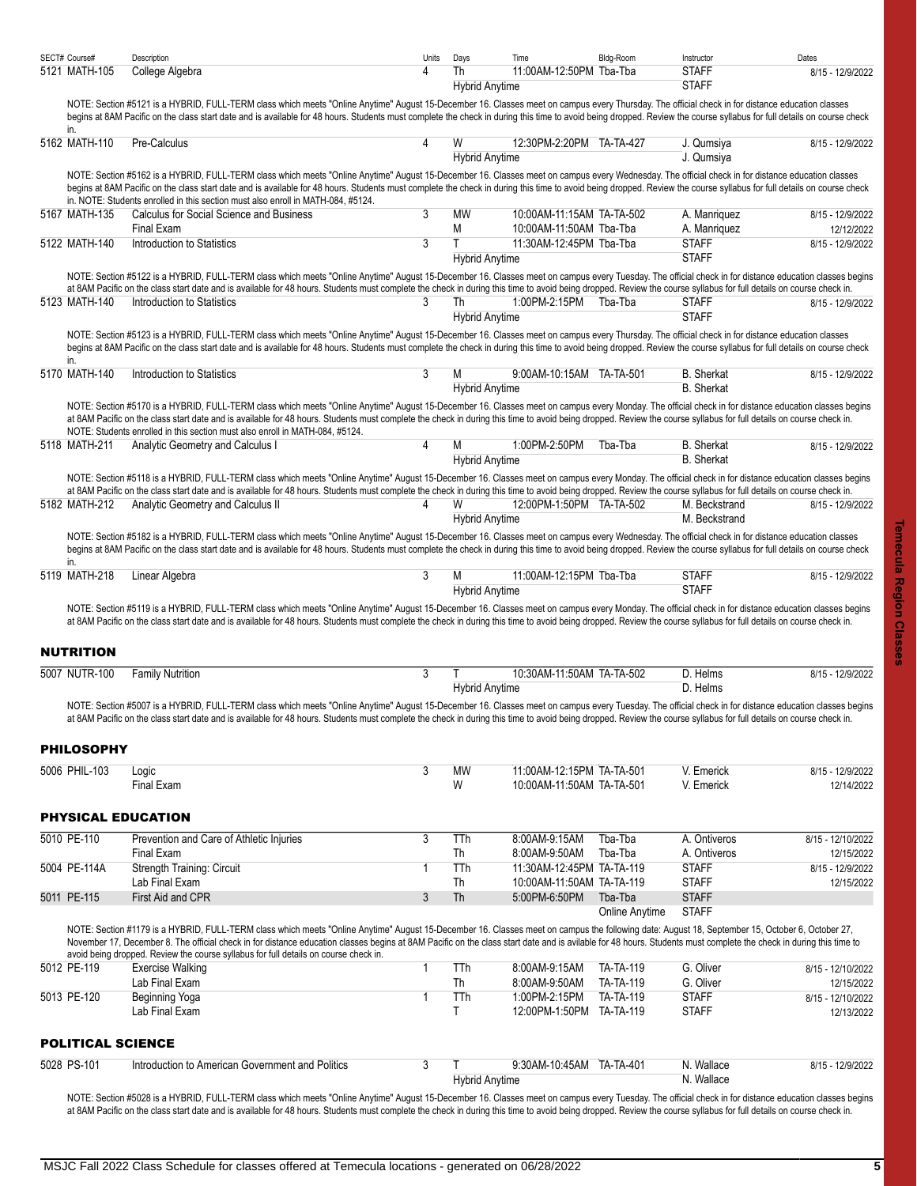| SECT# | Course# | Description | Units | Days | Time | Bldg-Room | Instructor | Dates |
|---|---|---|---|---|---|---|---|---|
| 5121 | MATH-105 | College Algebra | 4 | Th | 11:00AM-12:50PM | Tba-Tba | STAFF | 8/15 - 12/9/2022 |
| | | | | Hybrid Anytime | | | STAFF | |

NOTE: Section #5121 is a HYBRID, FULL-TERM class which meets "Online Anytime" August 15-December 16. Classes meet on campus every Thursday. The official check in for distance education classes begins at 8AM Pacific on the class start date and is available for 48 hours. Students must complete the check in during this time to avoid being dropped. Review the course syllabus for full details on course check in.

| SECT# | Course# | Description | Units | Days | Time | Bldg-Room | Instructor | Dates |
|---|---|---|---|---|---|---|---|---|
| 5162 | MATH-110 | Pre-Calculus | 4 | W | 12:30PM-2:20PM | TA-TA-427 | J. Qumsiya | 8/15 - 12/9/2022 |
| | | | | Hybrid Anytime | | | J. Qumsiya | |

NOTE: Section #5162 is a HYBRID, FULL-TERM class which meets "Online Anytime" August 15-December 16. Classes meet on campus every Wednesday. The official check in for distance education classes begins at 8AM Pacific on the class start date and is available for 48 hours. Students must complete the check in during this time to avoid being dropped. Review the course syllabus for full details on course check in. NOTE: Students enrolled in this section must also enroll in MATH-084, #5124.

| SECT# | Course# | Description | Units | Days | Time | Bldg-Room | Instructor | Dates |
|---|---|---|---|---|---|---|---|---|
| 5167 | MATH-135 | Calculus for Social Science and Business | 3 | MW | 10:00AM-11:15AM | TA-TA-502 | A. Manriquez | 8/15 - 12/9/2022 |
| | | Final Exam | | M | 10:00AM-11:50AM | Tba-Tba | A. Manriquez | 12/12/2022 |
| 5122 | MATH-140 | Introduction to Statistics | 3 | T | 11:30AM-12:45PM | Tba-Tba | STAFF | 8/15 - 12/9/2022 |
| | | | | Hybrid Anytime | | | STAFF | |

NOTE: Section #5122 is a HYBRID, FULL-TERM class which meets "Online Anytime" August 15-December 16. Classes meet on campus every Tuesday. The official check in for distance education classes begins at 8AM Pacific on the class start date and is available for 48 hours. Students must complete the check in during this time to avoid being dropped. Review the course syllabus for full details on course check in.

| SECT# | Course# | Description | Units | Days | Time | Bldg-Room | Instructor | Dates |
|---|---|---|---|---|---|---|---|---|
| 5123 | MATH-140 | Introduction to Statistics | 3 | Th | 1:00PM-2:15PM | Tba-Tba | STAFF | 8/15 - 12/9/2022 |
| | | | | Hybrid Anytime | | | STAFF | |

NOTE: Section #5123 is a HYBRID, FULL-TERM class which meets "Online Anytime" August 15-December 16. Classes meet on campus every Thursday. The official check in for distance education classes begins at 8AM Pacific on the class start date and is available for 48 hours. Students must complete the check in during this time to avoid being dropped. Review the course syllabus for full details on course check in.

| SECT# | Course# | Description | Units | Days | Time | Bldg-Room | Instructor | Dates |
|---|---|---|---|---|---|---|---|---|
| 5170 | MATH-140 | Introduction to Statistics | 3 | M | 9:00AM-10:15AM | TA-TA-501 | B. Sherkat | 8/15 - 12/9/2022 |
| | | | | Hybrid Anytime | | | B. Sherkat | |

NOTE: Section #5170 is a HYBRID, FULL-TERM class which meets "Online Anytime" August 15-December 16. Classes meet on campus every Monday. The official check in for distance education classes begins at 8AM Pacific on the class start date and is available for 48 hours. Students must complete the check in during this time to avoid being dropped. Review the course syllabus for full details on course check in. NOTE: Students enrolled in this section must also enroll in MATH-084, #5124.

| SECT# | Course# | Description | Units | Days | Time | Bldg-Room | Instructor | Dates |
|---|---|---|---|---|---|---|---|---|
| 5118 | MATH-211 | Analytic Geometry and Calculus I | 4 | M | 1:00PM-2:50PM | Tba-Tba | B. Sherkat | 8/15 - 12/9/2022 |
| | | | | Hybrid Anytime | | | B. Sherkat | |

NOTE: Section #5118 is a HYBRID, FULL-TERM class which meets "Online Anytime" August 15-December 16. Classes meet on campus every Monday. The official check in for distance education classes begins at 8AM Pacific on the class start date and is available for 48 hours. Students must complete the check in during this time to avoid being dropped. Review the course syllabus for full details on course check in.

| SECT# | Course# | Description | Units | Days | Time | Bldg-Room | Instructor | Dates |
|---|---|---|---|---|---|---|---|---|
| 5182 | MATH-212 | Analytic Geometry and Calculus II | 4 | W | 12:00PM-1:50PM | TA-TA-502 | M. Beckstrand | 8/15 - 12/9/2022 |
| | | | | Hybrid Anytime | | | M. Beckstrand | |

NOTE: Section #5182 is a HYBRID, FULL-TERM class which meets "Online Anytime" August 15-December 16. Classes meet on campus every Wednesday. The official check in for distance education classes begins at 8AM Pacific on the class start date and is available for 48 hours. Students must complete the check in during this time to avoid being dropped. Review the course syllabus for full details on course check in.

| SECT# | Course# | Description | Units | Days | Time | Bldg-Room | Instructor | Dates |
|---|---|---|---|---|---|---|---|---|
| 5119 | MATH-218 | Linear Algebra | 3 | M | 11:00AM-12:15PM | Tba-Tba | STAFF | 8/15 - 12/9/2022 |
| | | | | Hybrid Anytime | | | STAFF | |

NOTE: Section #5119 is a HYBRID, FULL-TERM class which meets "Online Anytime" August 15-December 16. Classes meet on campus every Monday. The official check in for distance education classes begins at 8AM Pacific on the class start date and is available for 48 hours. Students must complete the check in during this time to avoid being dropped. Review the course syllabus for full details on course check in.

## NUTRITION

| SECT# | Course# | Description | Units | Days | Time | Bldg-Room | Instructor | Dates |
|---|---|---|---|---|---|---|---|---|
| 5007 | NUTR-100 | Family Nutrition | 3 | T | 10:30AM-11:50AM | TA-TA-502 | D. Helms | 8/15 - 12/9/2022 |
| | | | | Hybrid Anytime | | | D. Helms | |

NOTE: Section #5007 is a HYBRID, FULL-TERM class which meets "Online Anytime" August 15-December 16. Classes meet on campus every Tuesday. The official check in for distance education classes begins at 8AM Pacific on the class start date and is available for 48 hours. Students must complete the check in during this time to avoid being dropped. Review the course syllabus for full details on course check in.

## PHILOSOPHY

| SECT# | Course# | Description | Units | Days | Time | Bldg-Room | Instructor | Dates |
|---|---|---|---|---|---|---|---|---|
| 5006 | PHIL-103 | Logic | 3 | MW | 11:00AM-12:15PM | TA-TA-501 | V. Emerick | 8/15 - 12/9/2022 |
| | | Final Exam | | W | 10:00AM-11:50AM | TA-TA-501 | V. Emerick | 12/14/2022 |

## PHYSICAL EDUCATION

| SECT# | Course# | Description | Units | Days | Time | Bldg-Room | Instructor | Dates |
|---|---|---|---|---|---|---|---|---|
| 5010 | PE-110 | Prevention and Care of Athletic Injuries | 3 | TTh | 8:00AM-9:15AM | Tba-Tba | A. Ontiveros | 8/15 - 12/10/2022 |
| | | Final Exam | | Th | 8:00AM-9:50AM | Tba-Tba | A. Ontiveros | 12/15/2022 |
| 5004 | PE-114A | Strength Training: Circuit | 1 | TTh | 11:30AM-12:45PM | TA-TA-119 | STAFF | 8/15 - 12/9/2022 |
| | | Lab Final Exam | | Th | 10:00AM-11:50AM | TA-TA-119 | STAFF | 12/15/2022 |
| 5011 | PE-115 | First Aid and CPR | 3 | Th | 5:00PM-6:50PM | Tba-Tba | STAFF | |
| | | | | | | Online Anytime | STAFF | |

NOTE: Section #1179 is a HYBRID, FULL-TERM class which meets "Online Anytime" August 15-December 16. Classes meet on campus the following date: August 18, September 15, October 6, October 27, November 17, December 8. The official check in for distance education classes begins at 8AM Pacific on the class start date and is avilable for 48 hours. Students must complete the check in during this time to avoid being dropped. Review the course syllabus for full details on course check in.

| SECT# | Course# | Description | Units | Days | Time | Bldg-Room | Instructor | Dates |
|---|---|---|---|---|---|---|---|---|
| 5012 | PE-119 | Exercise Walking | 1 | TTh | 8:00AM-9:15AM | TA-TA-119 | G. Oliver | 8/15 - 12/10/2022 |
| | | Lab Final Exam | | Th | 8:00AM-9:50AM | TA-TA-119 | G. Oliver | 12/15/2022 |
| 5013 | PE-120 | Beginning Yoga | 1 | TTh | 1:00PM-2:15PM | TA-TA-119 | STAFF | 8/15 - 12/10/2022 |
| | | Lab Final Exam | | T | 12:00PM-1:50PM | TA-TA-119 | STAFF | 12/13/2022 |

## POLITICAL SCIENCE

| SECT# | Course# | Description | Units | Days | Time | Bldg-Room | Instructor | Dates |
|---|---|---|---|---|---|---|---|---|
| 5028 | PS-101 | Introduction to American Government and Politics | 3 | T | 9:30AM-10:45AM | TA-TA-401 | N. Wallace | 8/15 - 12/9/2022 |
| | | | | Hybrid Anytime | | | N. Wallace | |

NOTE: Section #5028 is a HYBRID, FULL-TERM class which meets "Online Anytime" August 15-December 16. Classes meet on campus every Tuesday. The official check in for distance education classes begins at 8AM Pacific on the class start date and is available for 48 hours. Students must complete the check in during this time to avoid being dropped. Review the course syllabus for full details on course check in.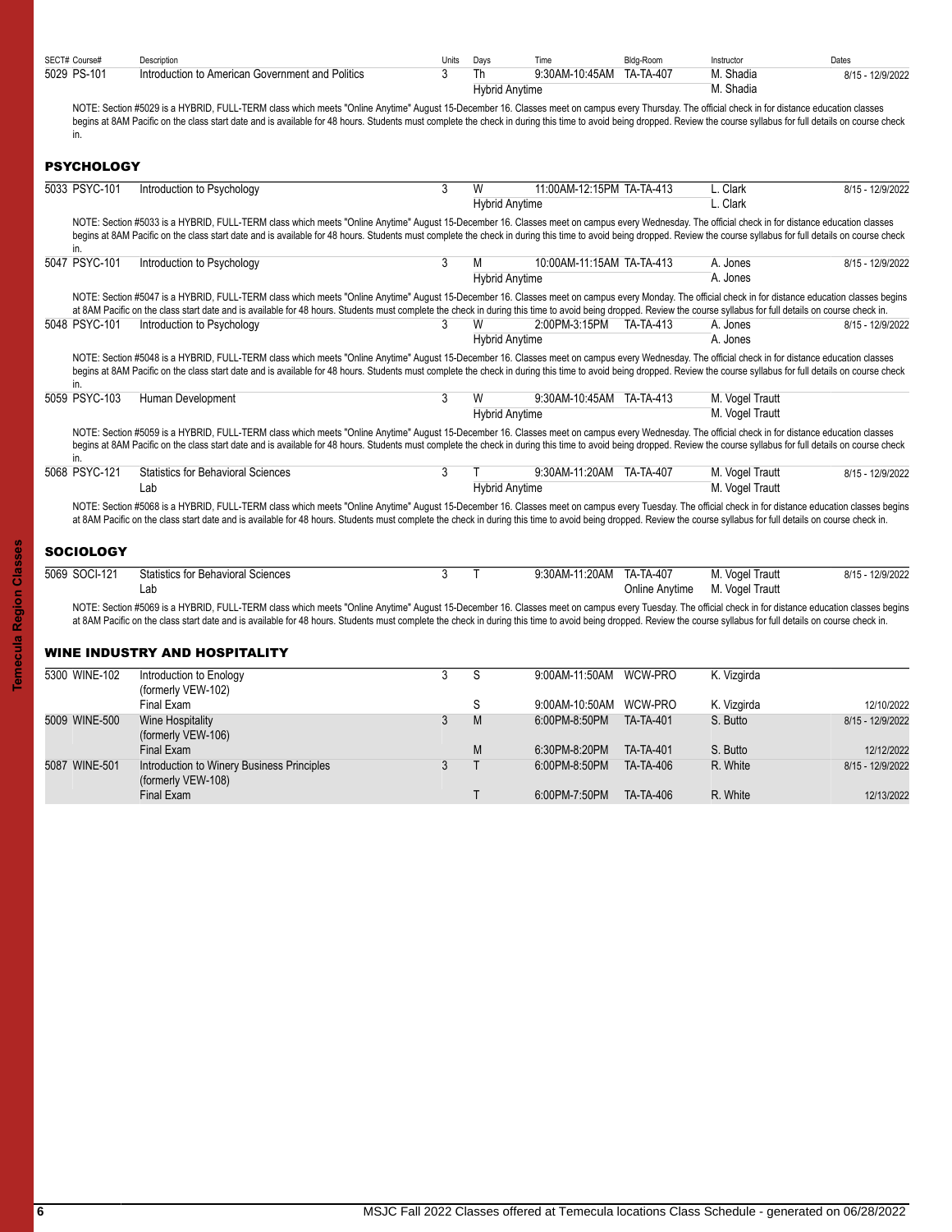| SECT# | Course# | Description | Units | Days | Time | Bldg-Room | Instructor | Dates |
|---|---|---|---|---|---|---|---|---|
| 5029 | PS-101 | Introduction to American Government and Politics | 3 | Th | 9:30AM-10:45AM | TA-TA-407 | M. Shadia | 8/15 - 12/9/2022 |
| | | | | Hybrid Anytime | | | M. Shadia | |

NOTE: Section #5029 is a HYBRID, FULL-TERM class which meets "Online Anytime" August 15-December 16. Classes meet on campus every Thursday. The official check in for distance education classes begins at 8AM Pacific on the class start date and is available for 48 hours. Students must complete the check in during this time to avoid being dropped. Review the course syllabus for full details on course check in.

## PSYCHOLOGY

| SECT# | Course# | Description | Units | Days | Time | Bldg-Room | Instructor | Dates |
|---|---|---|---|---|---|---|---|---|
| 5033 | PSYC-101 | Introduction to Psychology | 3 | W | 11:00AM-12:15PM | TA-TA-413 | L. Clark | 8/15 - 12/9/2022 |
| | | | | Hybrid Anytime | | | L. Clark | |

NOTE: Section #5033 is a HYBRID, FULL-TERM class which meets "Online Anytime" August 15-December 16. Classes meet on campus every Wednesday. The official check in for distance education classes begins at 8AM Pacific on the class start date and is available for 48 hours. Students must complete the check in during this time to avoid being dropped. Review the course syllabus for full details on course check in.

| SECT# | Course# | Description | Units | Days | Time | Bldg-Room | Instructor | Dates |
|---|---|---|---|---|---|---|---|---|
| 5047 | PSYC-101 | Introduction to Psychology | 3 | M | 10:00AM-11:15AM | TA-TA-413 | A. Jones | 8/15 - 12/9/2022 |
| | | | | Hybrid Anytime | | | A. Jones | |

NOTE: Section #5047 is a HYBRID, FULL-TERM class which meets "Online Anytime" August 15-December 16. Classes meet on campus every Monday. The official check in for distance education classes begins at 8AM Pacific on the class start date and is available for 48 hours. Students must complete the check in during this time to avoid being dropped. Review the course syllabus for full details on course check in.

| SECT# | Course# | Description | Units | Days | Time | Bldg-Room | Instructor | Dates |
|---|---|---|---|---|---|---|---|---|
| 5048 | PSYC-101 | Introduction to Psychology | 3 | W | 2:00PM-3:15PM | TA-TA-413 | A. Jones | 8/15 - 12/9/2022 |
| | | | | Hybrid Anytime | | | A. Jones | |

NOTE: Section #5048 is a HYBRID, FULL-TERM class which meets "Online Anytime" August 15-December 16. Classes meet on campus every Wednesday. The official check in for distance education classes begins at 8AM Pacific on the class start date and is available for 48 hours. Students must complete the check in during this time to avoid being dropped. Review the course syllabus for full details on course check in.

| SECT# | Course# | Description | Units | Days | Time | Bldg-Room | Instructor | Dates |
|---|---|---|---|---|---|---|---|---|
| 5059 | PSYC-103 | Human Development | 3 | W | 9:30AM-10:45AM | TA-TA-413 | M. Vogel Trautt | |
| | | | | Hybrid Anytime | | | M. Vogel Trautt | |

NOTE: Section #5059 is a HYBRID, FULL-TERM class which meets "Online Anytime" August 15-December 16. Classes meet on campus every Wednesday. The official check in for distance education classes begins at 8AM Pacific on the class start date and is available for 48 hours. Students must complete the check in during this time to avoid being dropped. Review the course syllabus for full details on course check in.

| SECT# | Course# | Description | Units | Days | Time | Bldg-Room | Instructor | Dates |
|---|---|---|---|---|---|---|---|---|
| 5068 | PSYC-121 | Statistics for Behavioral Sciences | 3 | T | 9:30AM-11:20AM | TA-TA-407 | M. Vogel Trautt | 8/15 - 12/9/2022 |
| | | Lab | | Hybrid Anytime | | | M. Vogel Trautt | |

NOTE: Section #5068 is a HYBRID, FULL-TERM class which meets "Online Anytime" August 15-December 16. Classes meet on campus every Tuesday. The official check in for distance education classes begins at 8AM Pacific on the class start date and is available for 48 hours. Students must complete the check in during this time to avoid being dropped. Review the course syllabus for full details on course check in.

## SOCIOLOGY

| SECT# | Course# | Description | Units | Days | Time | Bldg-Room | Instructor | Dates |
|---|---|---|---|---|---|---|---|---|
| 5069 | SOCI-121 | Statistics for Behavioral Sciences | 3 | T | 9:30AM-11:20AM | TA-TA-407 | M. Vogel Trautt | 8/15 - 12/9/2022 |
| | | Lab | | | | Online Anytime | M. Vogel Trautt | |

NOTE: Section #5069 is a HYBRID, FULL-TERM class which meets "Online Anytime" August 15-December 16. Classes meet on campus every Tuesday. The official check in for distance education classes begins at 8AM Pacific on the class start date and is available for 48 hours. Students must complete the check in during this time to avoid being dropped. Review the course syllabus for full details on course check in.

## WINE INDUSTRY AND HOSPITALITY

| SECT# | Course# | Description | Units | Days | Time | Bldg-Room | Instructor | Dates |
|---|---|---|---|---|---|---|---|---|
| 5300 | WINE-102 | Introduction to Enology (formerly VEW-102) | 3 | S | 9:00AM-11:50AM | WCW-PRO | K. Vizgirda | |
| | | Final Exam | | S | 9:00AM-10:50AM | WCW-PRO | K. Vizgirda | 12/10/2022 |
| 5009 | WINE-500 | Wine Hospitality (formerly VEW-106) | 3 | M | 6:00PM-8:50PM | TA-TA-401 | S. Butto | 8/15 - 12/9/2022 |
| | | Final Exam | | M | 6:30PM-8:20PM | TA-TA-401 | S. Butto | 12/12/2022 |
| 5087 | WINE-501 | Introduction to Winery Business Principles (formerly VEW-108) | 3 | T | 6:00PM-8:50PM | TA-TA-406 | R. White | 8/15 - 12/9/2022 |
| | | Final Exam | | T | 6:00PM-7:50PM | TA-TA-406 | R. White | 12/13/2022 |